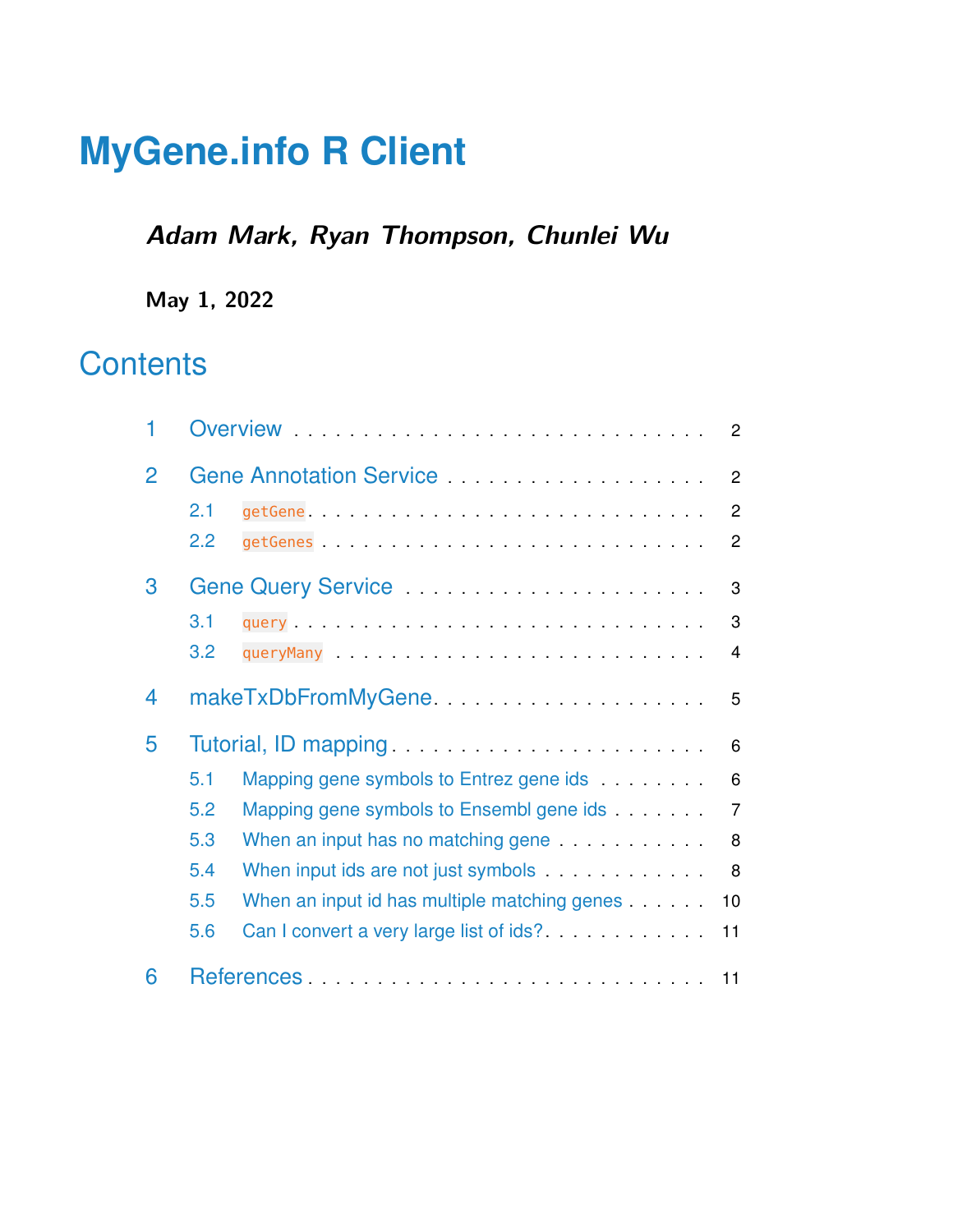# MyGene.info R Client

***Adam Mark, Ryan Thompson, Chunlei Wu***

**May 1, 2022**

## Contents

1 Overview . . . . . . . . . . . . . . . . . . . . . . . . . . . . 2

2 Gene Annotation Service . . . . . . . . . . . . . . . . . . . . 2

- 2.1 `getGene` . . . . . . . . . . . . . . . . . . . . . . . . . . 2
- 2.2 `getGenes` . . . . . . . . . . . . . . . . . . . . . . . . . 2

3 Gene Query Service . . . . . . . . . . . . . . . . . . . . . . 3

- 3.1 `query` . . . . . . . . . . . . . . . . . . . . . . . . . . . 3
- 3.2 `queryMany` . . . . . . . . . . . . . . . . . . . . . . . . 4

4 makeTxDbFromMyGene . . . . . . . . . . . . . . . . . . . . . 5

5 Tutorial, ID mapping . . . . . . . . . . . . . . . . . . . . . . 6

- 5.1 Mapping gene symbols to Entrez gene ids . . . . . . . . 6
- 5.2 Mapping gene symbols to Ensembl gene ids . . . . . . . 7
- 5.3 When an input has no matching gene . . . . . . . . . . . 8
- 5.4 When input ids are not just symbols . . . . . . . . . . . 8
- 5.5 When an input id has multiple matching genes . . . . . . 10
- 5.6 Can I convert a very large list of ids? . . . . . . . . . . . 11

6 References . . . . . . . . . . . . . . . . . . . . . . . . . . . 11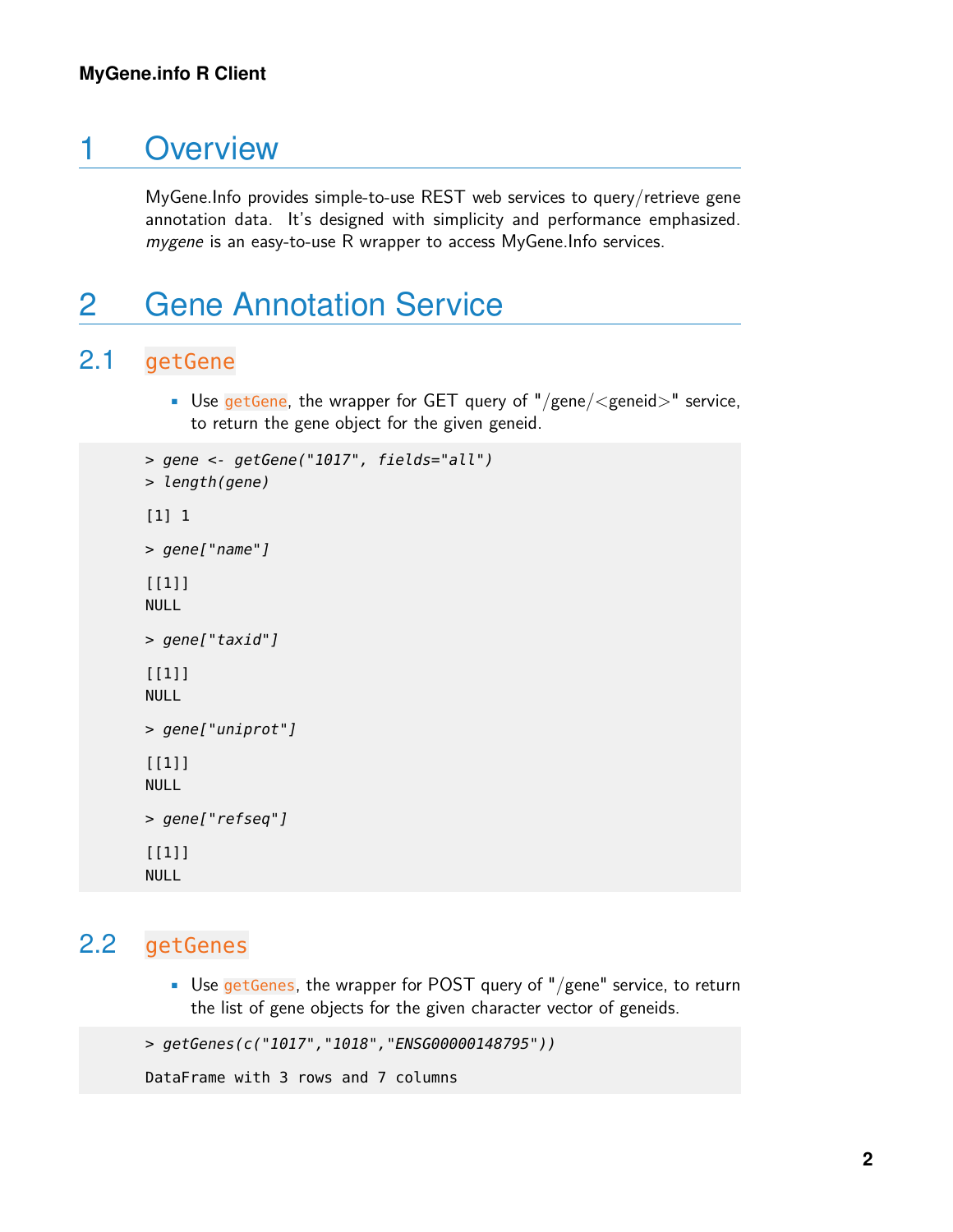# 1 Overview

MyGene.Info provides simple-to-use REST web services to query/retrieve gene annotation data. It's designed with simplicity and performance emphasized. *mygene* is an easy-to-use R wrapper to access MyGene.Info services.

# 2 Gene Annotation Service

## 2.1 `getGene`

- Use `getGene`, the wrapper for GET query of "/gene/<geneid>" service, to return the gene object for the given geneid.

```
> gene <- getGene("1017", fields="all")
> length(gene)

[1] 1

> gene["name"]

[[1]]
NULL

> gene["taxid"]

[[1]]
NULL

> gene["uniprot"]

[[1]]
NULL

> gene["refseq"]

[[1]]
NULL
```

## 2.2 `getGenes`

- Use `getGenes`, the wrapper for POST query of "/gene" service, to return the list of gene objects for the given character vector of geneids.

```
> getGenes(c("1017","1018","ENSG00000148795"))

DataFrame with 3 rows and 7 columns
```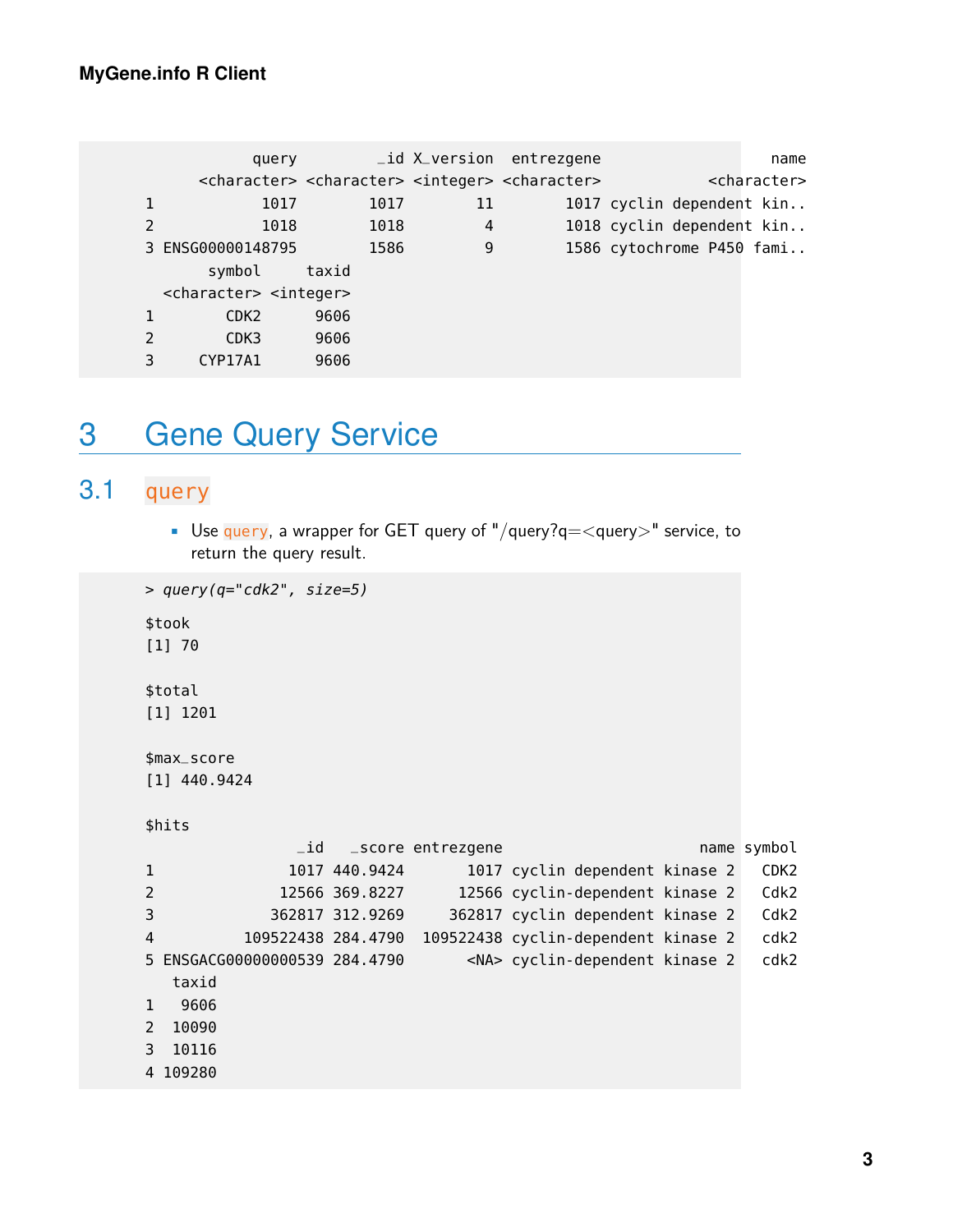```
              query         _id X_version  entrezgene                  name
        <character> <character> <integer> <character>           <character>
1              1017        1017        11        1017 cyclin dependent kin..
2              1018        1018         4        1018 cyclin dependent kin..
3 ENSG00000148795        1586         9        1586 cytochrome P450 fami..
       symbol     taxid
  <character> <integer>
1        CDK2      9606
2        CDK3      9606
3     CYP17A1      9606
```

# 3 Gene Query Service

## 3.1 query

- Use `query`, a wrapper for GET query of "/query?q=<query>" service, to return the query result.

```
> query(q="cdk2", size=5)

$took
[1] 70

$total
[1] 1201

$max_score
[1] 440.9424

$hits
                  _id   _score entrezgene                    name symbol
1                1017 440.9424       1017 cyclin dependent kinase 2   CDK2
2               12566 369.8227      12566 cyclin-dependent kinase 2   Cdk2
3              362817 312.9269     362817 cyclin dependent kinase 2   Cdk2
4           109522438 284.4790  109522438 cyclin-dependent kinase 2   cdk2
5 ENSGACG00000000539 284.4790       <NA> cyclin-dependent kinase 2   cdk2
   taxid
1   9606
2  10090
3  10116
4 109280
```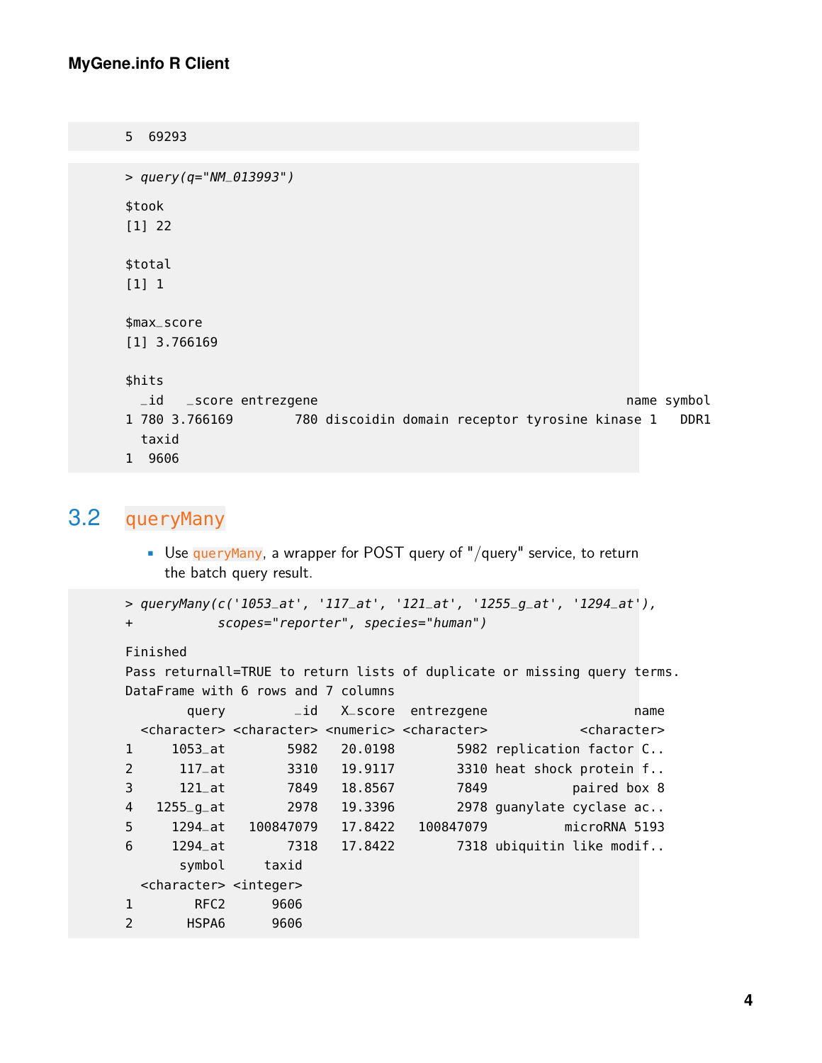```
5  69293
```

```
> query(q="NM_013993")

$took
[1] 22

$total
[1] 1

$max_score
[1] 3.766169

$hits
  _id   _score entrezgene                                        name symbol
1 780 3.766169        780 discoidin domain receptor tyrosine kinase 1   DDR1
  taxid
1  9606
```

## 3.2 queryMany

- Use queryMany, a wrapper for POST query of "/query" service, to return the batch query result.

```
> queryMany(c('1053_at', '117_at', '121_at', '1255_g_at', '1294_at'),
+           scopes="reporter", species="human")

Finished
Pass returnall=TRUE to return lists of duplicate or missing query terms.
DataFrame with 6 rows and 7 columns
        query         _id   X_score  entrezgene                   name
  <character> <character> <numeric> <character>            <character>
1     1053_at        5982   20.0198        5982 replication factor C..
2      117_at        3310   19.9117        3310 heat shock protein f..
3      121_at        7849   18.8567        7849            paired box 8
4   1255_g_at        2978   19.3396        2978 guanylate cyclase ac..
5     1294_at   100847079   17.8422   100847079          microRNA 5193
6     1294_at        7318   17.8422        7318 ubiquitin like modif..
       symbol     taxid
  <character> <integer>
1        RFC2      9606
2       HSPA6      9606
```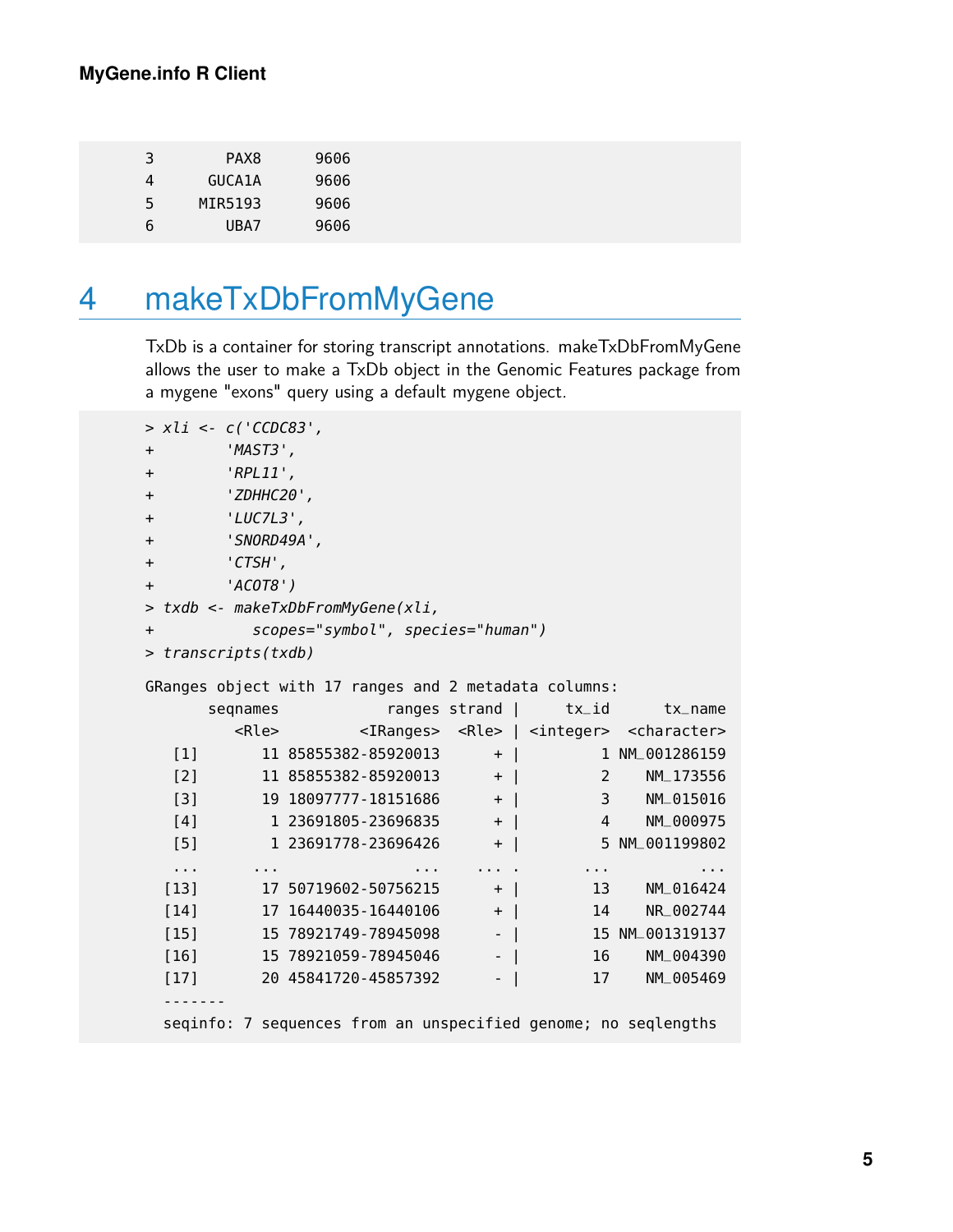```
3        PAX8      9606
4      GUCA1A      9606
5     MIR5193      9606
6        UBA7      9606
```

# 4 makeTxDbFromMyGene

TxDb is a container for storing transcript annotations. makeTxDbFromMyGene allows the user to make a TxDb object in the Genomic Features package from a mygene "exons" query using a default mygene object.

```
> xli <- c('CCDC83',
+         'MAST3',
+         'RPL11',
+         'ZDHHC20',
+         'LUC7L3',
+         'SNORD49A',
+         'CTSH',
+         'ACOT8')
> txdb <- makeTxDbFromMyGene(xli,
+            scopes="symbol", species="human")
> transcripts(txdb)

GRanges object with 17 ranges and 2 metadata columns:
       seqnames            ranges strand |     tx_id     tx_name
          <Rle>         <IRanges>  <Rle> | <integer> <character>
   [1]       11 85855382-85920013      + |         1 NM_001286159
   [2]       11 85855382-85920013      + |         2    NM_173556
   [3]       19 18097777-18151686      + |         3    NM_015016
   [4]        1 23691805-23696835      + |         4    NM_000975
   [5]        1 23691778-23696426      + |         5 NM_001199802
   ...      ...               ...    ... .       ...          ...
  [13]       17 50719602-50756215      + |        13    NM_016424
  [14]       17 16440035-16440106      + |        14    NR_002744
  [15]       15 78921749-78945098      - |        15 NM_001319137
  [16]       15 78921059-78945046      - |        16    NM_004390
  [17]       20 45841720-45857392      - |        17    NM_005469
  -------
  seqinfo: 7 sequences from an unspecified genome; no seqlengths
```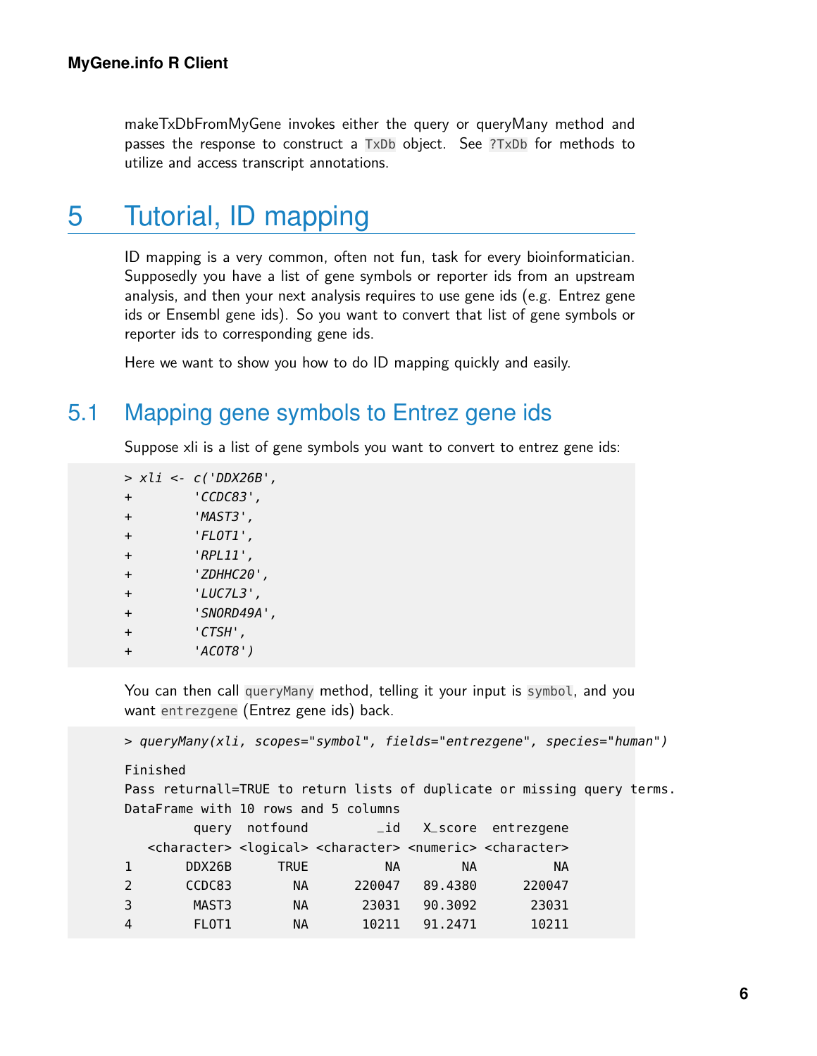makeTxDbFromMyGene invokes either the query or queryMany method and passes the response to construct a `TxDb` object. See `?TxDb` for methods to utilize and access transcript annotations.

# 5 Tutorial, ID mapping

ID mapping is a very common, often not fun, task for every bioinformatician. Supposedly you have a list of gene symbols or reporter ids from an upstream analysis, and then your next analysis requires to use gene ids (e.g. Entrez gene ids or Ensembl gene ids). So you want to convert that list of gene symbols or reporter ids to corresponding gene ids.

Here we want to show you how to do ID mapping quickly and easily.

## 5.1 Mapping gene symbols to Entrez gene ids

Suppose xli is a list of gene symbols you want to convert to entrez gene ids:

```
> xli <- c('DDX26B',
+        'CCDC83',
+        'MAST3',
+        'FLOT1',
+        'RPL11',
+        'ZDHHC20',
+        'LUC7L3',
+        'SNORD49A',
+        'CTSH',
+        'ACOT8')
```

You can then call `queryMany` method, telling it your input is `symbol`, and you want `entrezgene` (Entrez gene ids) back.

```
> queryMany(xli, scopes="symbol", fields="entrezgene", species="human")

Finished
Pass returnall=TRUE to return lists of duplicate or missing query terms.
DataFrame with 10 rows and 5 columns
          query  notfound         _id   X_score  entrezgene
    <character> <logical> <character> <numeric> <character>
1        DDX26B      TRUE          NA        NA          NA
2        CCDC83        NA      220047   89.4380      220047
3         MAST3        NA       23031   90.3092       23031
4         FLOT1        NA       10211   91.2471       10211
```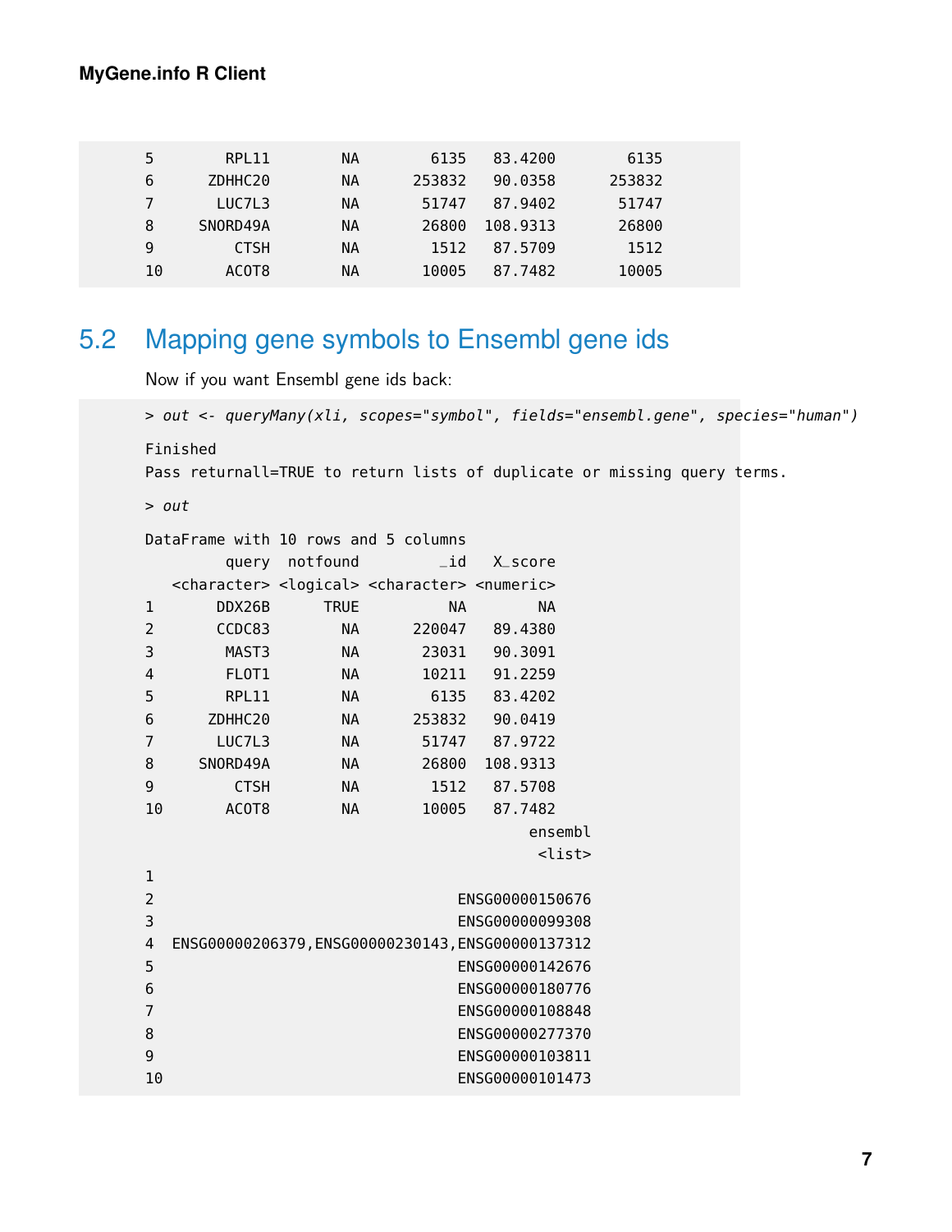```
5        RPL11        NA       6135   83.4200        6135
6      ZDHHC20        NA     253832   90.0358      253832
7       LUC7L3        NA      51747   87.9402       51747
8     SNORD49A        NA      26800  108.9313       26800
9         CTSH        NA       1512   87.5709        1512
10       ACOT8        NA      10005   87.7482       10005
```

## 5.2 Mapping gene symbols to Ensembl gene ids

Now if you want Ensembl gene ids back:

```
> out <- queryMany(xli, scopes="symbol", fields="ensembl.gene", species="human")

Finished
Pass returnall=TRUE to return lists of duplicate or missing query terms.

> out

DataFrame with 10 rows and 5 columns
         query  notfound         _id   X_score
   <character> <logical> <character> <numeric>
1       DDX26B      TRUE          NA        NA
2       CCDC83        NA      220047   89.4380
3        MAST3        NA       23031   90.3091
4        FLOT1        NA       10211   91.2259
5        RPL11        NA        6135   83.4202
6      ZDHHC20        NA      253832   90.0419
7       LUC7L3        NA       51747   87.9722
8     SNORD49A        NA       26800  108.9313
9         CTSH        NA        1512   87.5708
10       ACOT8        NA       10005   87.7482
                                      ensembl
                                       <list>
1
2                             ENSG00000150676
3                             ENSG00000099308
4  ENSG00000206379,ENSG00000230143,ENSG00000137312
5                             ENSG00000142676
6                             ENSG00000180776
7                             ENSG00000108848
8                             ENSG00000277370
9                             ENSG00000103811
10                            ENSG00000101473
```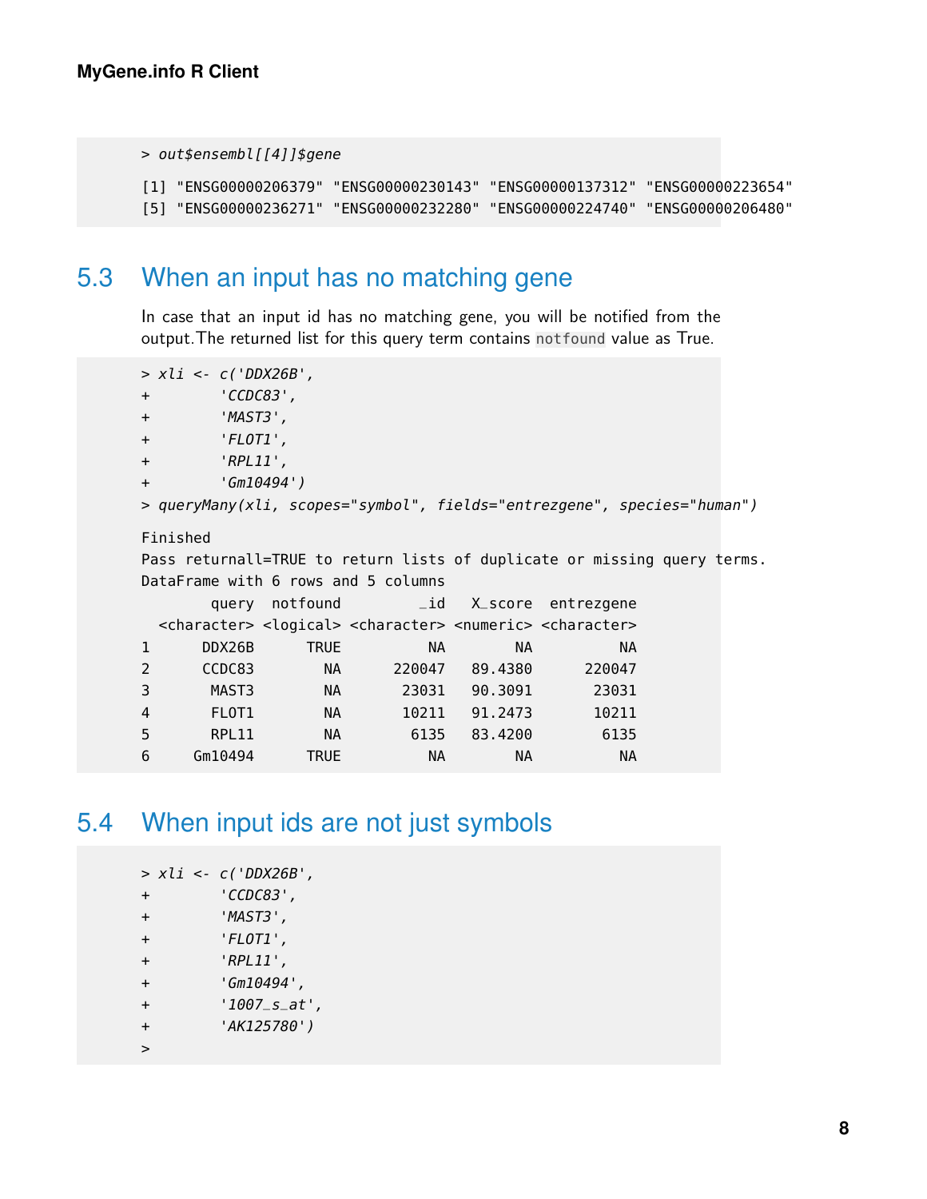```
> out$ensembl[[4]]$gene
[1] "ENSG00000206379" "ENSG00000230143" "ENSG00000137312" "ENSG00000223654"
[5] "ENSG00000236271" "ENSG00000232280" "ENSG00000224740" "ENSG00000206480"
```

## 5.3 When an input has no matching gene

In case that an input id has no matching gene, you will be notified from the output.The returned list for this query term contains `notfound` value as True.

```
> xli <- c('DDX26B',
+        'CCDC83',
+        'MAST3',
+        'FLOT1',
+        'RPL11',
+        'Gm10494')
> queryMany(xli, scopes="symbol", fields="entrezgene", species="human")

Finished
Pass returnall=TRUE to return lists of duplicate or missing query terms.
DataFrame with 6 rows and 5 columns
        query  notfound         _id   X_score  entrezgene
  <character> <logical> <character> <numeric> <character>
1      DDX26B      TRUE          NA        NA          NA
2      CCDC83        NA      220047   89.4380      220047
3       MAST3        NA       23031   90.3091       23031
4       FLOT1        NA       10211   91.2473       10211
5       RPL11        NA        6135   83.4200        6135
6     Gm10494      TRUE          NA        NA          NA
```

## 5.4 When input ids are not just symbols

```
> xli <- c('DDX26B',
+        'CCDC83',
+        'MAST3',
+        'FLOT1',
+        'RPL11',
+        'Gm10494',
+        '1007_s_at',
+        'AK125780')
>
```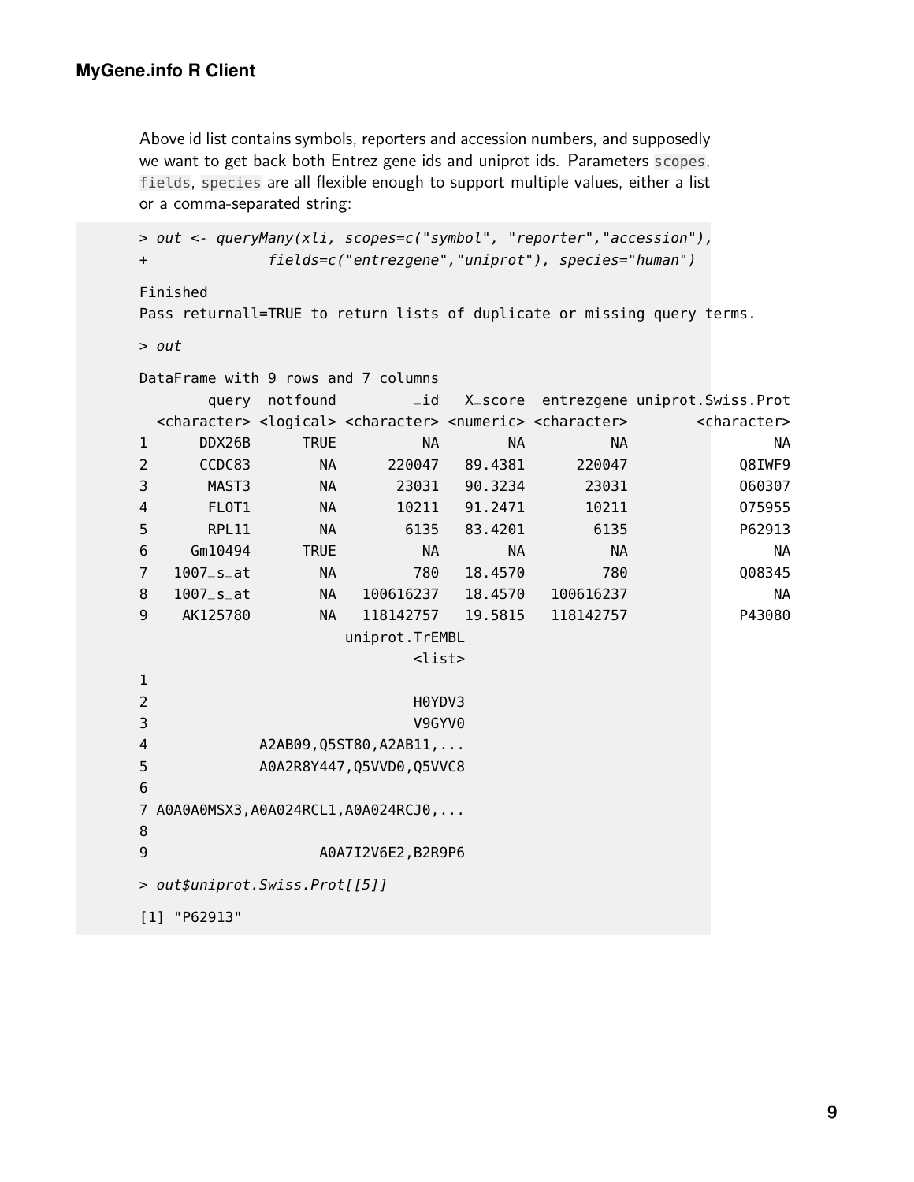Above id list contains symbols, reporters and accession numbers, and supposedly we want to get back both Entrez gene ids and uniprot ids. Parameters `scopes`, `fields`, `species` are all flexible enough to support multiple values, either a list or a comma-separated string:

```
> out <- queryMany(xli, scopes=c("symbol", "reporter","accession"),
+             fields=c("entrezgene","uniprot"), species="human")

Finished
Pass returnall=TRUE to return lists of duplicate or missing query terms.

> out

DataFrame with 9 rows and 7 columns
        query  notfound         _id   X_score  entrezgene uniprot.Swiss.Prot
  <character> <logical> <character> <numeric> <character>        <character>
1      DDX26B      TRUE          NA        NA          NA                 NA
2      CCDC83        NA      220047   89.4381      220047             Q8IWF9
3       MAST3        NA       23031   90.3234       23031             O60307
4       FLOT1        NA       10211   91.2471       10211             O75955
5       RPL11        NA        6135   83.4201        6135             P62913
6     Gm10494      TRUE          NA        NA          NA                 NA
7   1007_s_at        NA         780   18.4570         780             Q08345
8   1007_s_at        NA   100616237   18.4570   100616237                 NA
9    AK125780        NA   118142757   19.5815   118142757             P43080
                          uniprot.TrEMBL
                                  <list>
1
2                                 H0YDV3
3                                 V9GYV0
4             A2AB09,Q5ST80,A2AB11,...
5             A0A2R8Y447,Q5VVD0,Q5VVC8
6
7 A0A0A0MSX3,A0A024RCL1,A0A024RCJ0,...
8
9                     A0A7I2V6E2,B2R9P6

> out$uniprot.Swiss.Prot[[5]]

[1] "P62913"
```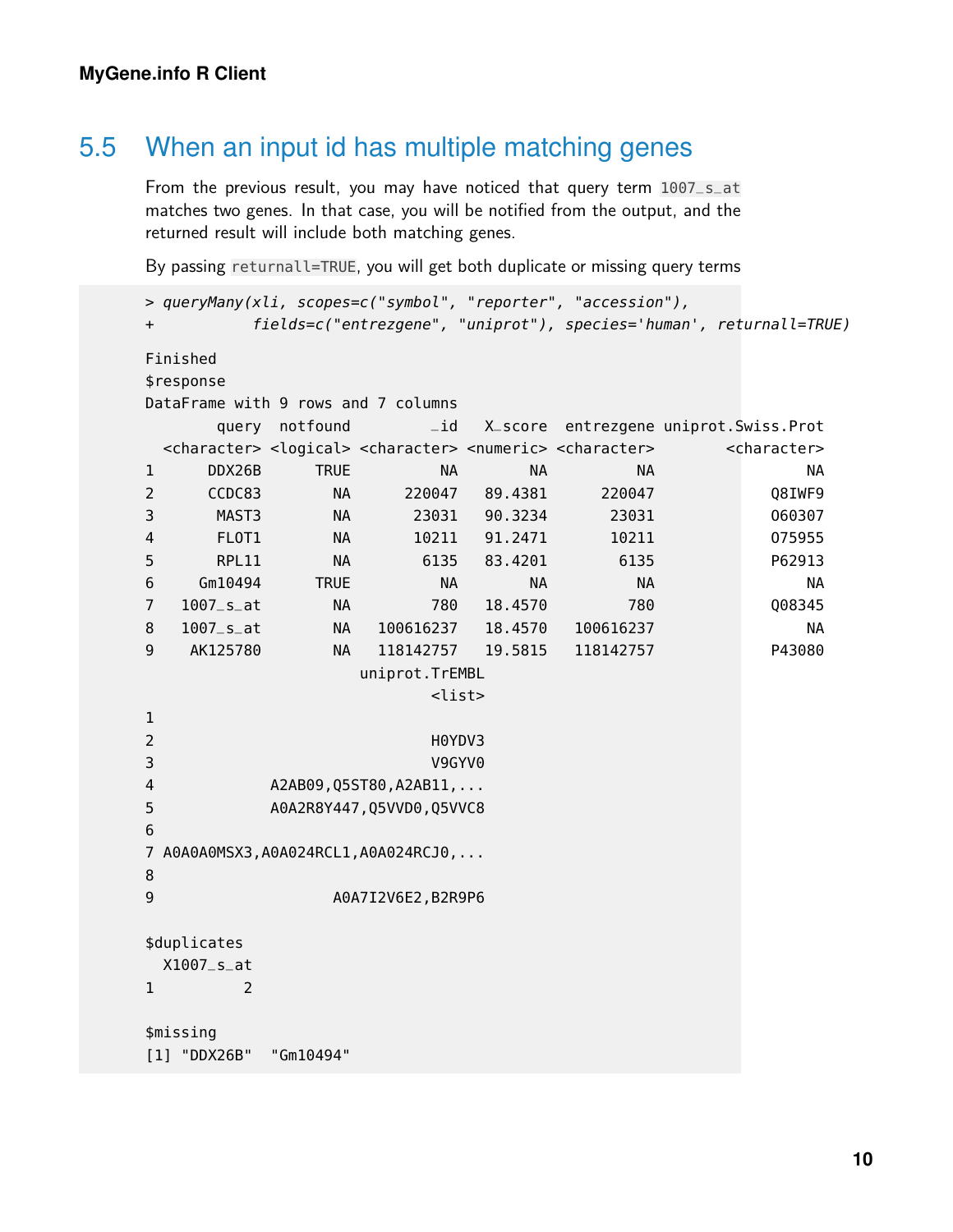## 5.5 When an input id has multiple matching genes

From the previous result, you may have noticed that query term `1007_s_at` matches two genes. In that case, you will be notified from the output, and the returned result will include both matching genes.

By passing `returnall=TRUE`, you will get both duplicate or missing query terms

```
> queryMany(xli, scopes=c("symbol", "reporter", "accession"),
+           fields=c("entrezgene", "uniprot"), species='human', returnall=TRUE)

Finished
$response
DataFrame with 9 rows and 7 columns
        query  notfound         _id   X_score  entrezgene uniprot.Swiss.Prot
  <character> <logical> <character> <numeric> <character>        <character>
1      DDX26B      TRUE          NA        NA          NA                 NA
2      CCDC83        NA      220047   89.4381      220047             Q8IWF9
3       MAST3        NA       23031   90.3234       23031             O60307
4       FLOT1        NA       10211   91.2471       10211             O75955
5       RPL11        NA        6135   83.4201        6135             P62913
6     Gm10494      TRUE          NA        NA          NA                 NA
7   1007_s_at        NA         780   18.4570         780             Q08345
8   1007_s_at        NA   100616237   18.4570   100616237                 NA
9    AK125780        NA   118142757   19.5815   118142757             P43080
                       uniprot.TrEMBL
                               <list>
1
2                              H0YDV3
3                              V9GYV0
4              A2AB09,Q5ST80,A2AB11,...
5              A0A2R8Y447,Q5VVD0,Q5VVC8
6
7 A0A0A0MSX3,A0A024RCL1,A0A024RCJ0,...
8
9                   A0A7I2V6E2,B2R9P6

$duplicates
  X1007_s_at
1          2

$missing
[1] "DDX26B"  "Gm10494"
```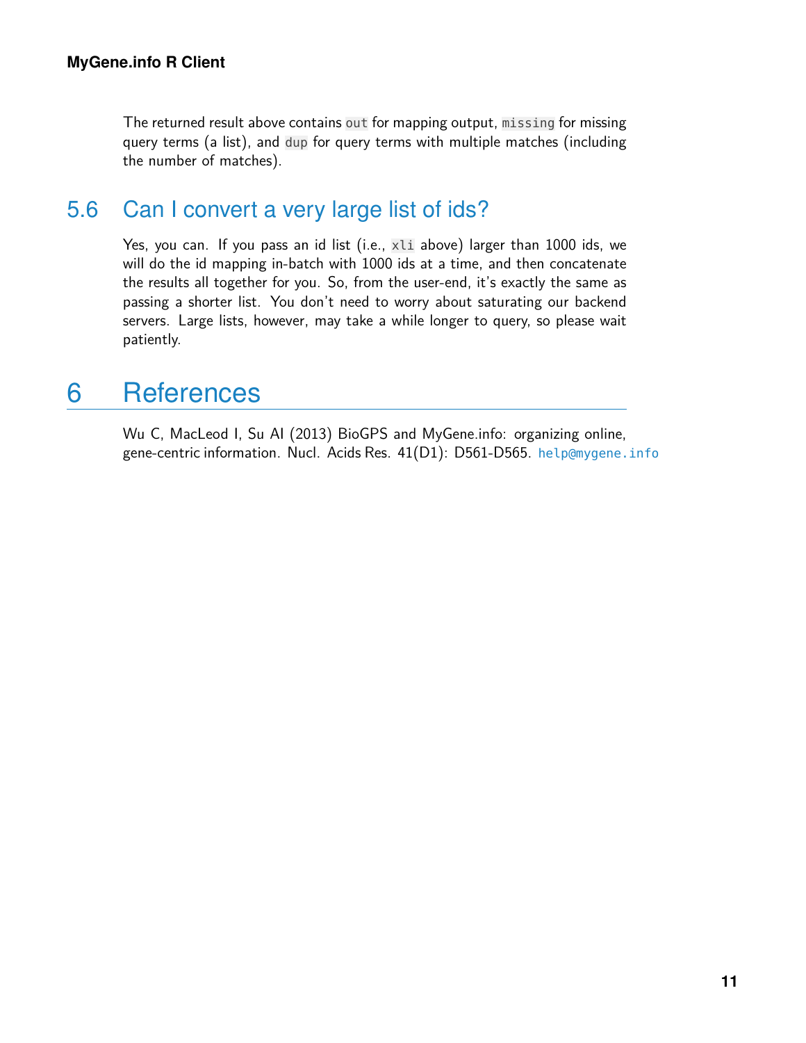The returned result above contains `out` for mapping output, `missing` for missing query terms (a list), and `dup` for query terms with multiple matches (including the number of matches).

## 5.6 Can I convert a very large list of ids?

Yes, you can. If you pass an id list (i.e., `xli` above) larger than 1000 ids, we will do the id mapping in-batch with 1000 ids at a time, and then concatenate the results all together for you. So, from the user-end, it's exactly the same as passing a shorter list. You don't need to worry about saturating our backend servers. Large lists, however, may take a while longer to query, so please wait patiently.

# 6 References

Wu C, MacLeod I, Su AI (2013) BioGPS and MyGene.info: organizing online, gene-centric information. Nucl. Acids Res. 41(D1): D561-D565. help@mygene.info